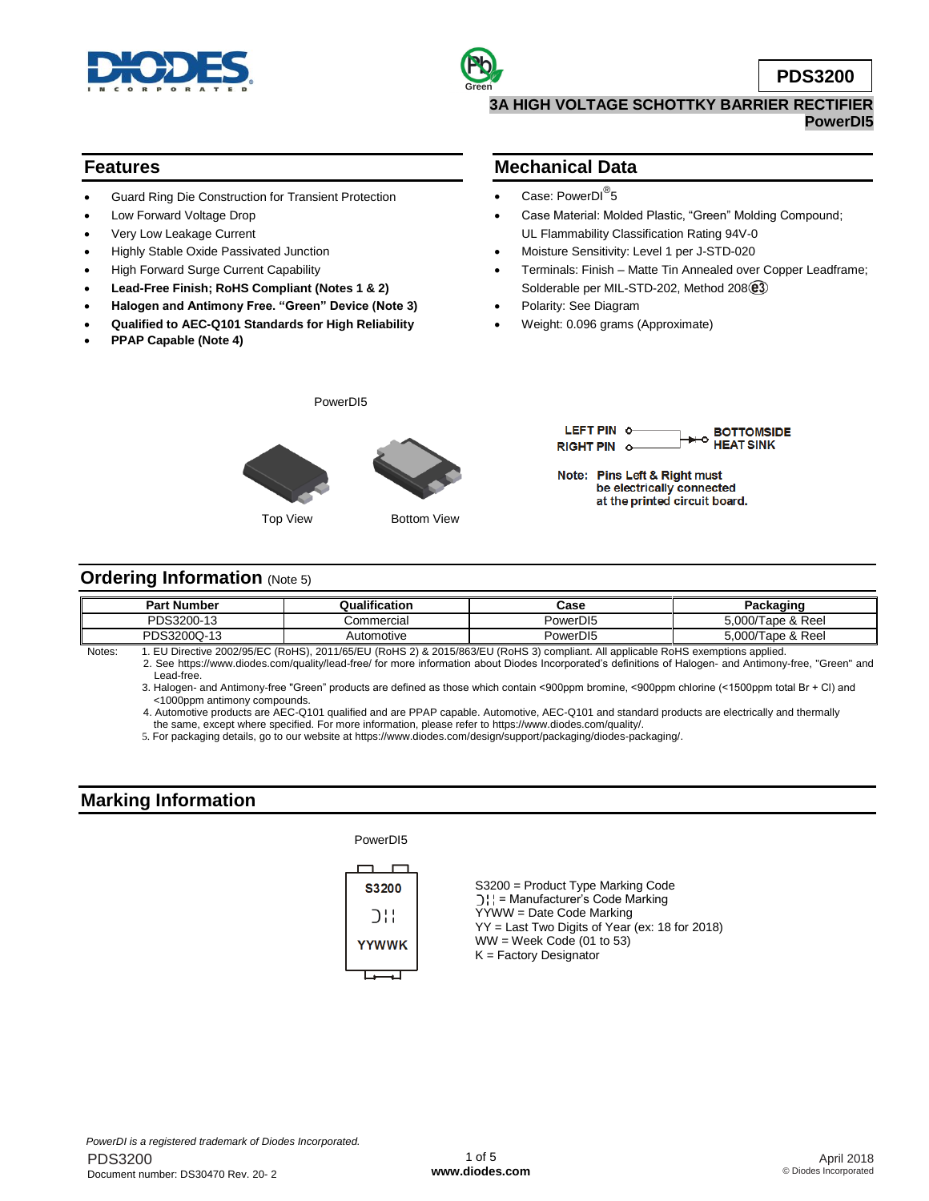# PDS3200

## 3A HIGH VOLTAGE SCHOTTKY BARRIER RECTIFIER
## PowerDI5

## Features

- Guard Ring Die Construction for Transient Protection
- Low Forward Voltage Drop
- Very Low Leakage Current
- Highly Stable Oxide Passivated Junction
- High Forward Surge Current Capability
- **Lead-Free Finish; RoHS Compliant (Notes 1 & 2)**
- **Halogen and Antimony Free. "Green" Device (Note 3)**
- **Qualified to AEC-Q101 Standards for High Reliability**
- **PPAP Capable (Note 4)**

## Mechanical Data

- Case: PowerDI®5
- Case Material: Molded Plastic, "Green" Molding Compound; UL Flammability Classification Rating 94V-0
- Moisture Sensitivity: Level 1 per J-STD-020
- Terminals: Finish – Matte Tin Annealed over Copper Leadframe; Solderable per MIL-STD-202, Method 208 (e3)
- Polarity: See Diagram
- Weight: 0.096 grams (Approximate)

PowerDI5

Top View    Bottom View

LEFT PIN, RIGHT PIN — BOTTOMSIDE HEAT SINK

Note: **Pins Left & Right must be electrically connected at the printed circuit board.**

## Ordering Information (Note 5)

| Part Number | Qualification | Case | Packaging |
|---|---|---|---|
| PDS3200-13 | Commercial | PowerDI5 | 5,000/Tape & Reel |
| PDS3200Q-13 | Automotive | PowerDI5 | 5,000/Tape & Reel |

Notes:
1. EU Directive 2002/95/EC (RoHS), 2011/65/EU (RoHS 2) & 2015/863/EU (RoHS 3) compliant. All applicable RoHS exemptions applied.
2. See https://www.diodes.com/quality/lead-free/ for more information about Diodes Incorporated's definitions of Halogen- and Antimony-free, "Green" and Lead-free.
3. Halogen- and Antimony-free "Green" products are defined as those which contain <900ppm bromine, <900ppm chlorine (<1500ppm total Br + Cl) and <1000ppm antimony compounds.
4. Automotive products are AEC-Q101 qualified and are PPAP capable. Automotive, AEC-Q101 and standard products are electrically and thermally the same, except where specified. For more information, please refer to https://www.diodes.com/quality/.
5. For packaging details, go to our website at https://www.diodes.com/design/support/packaging/diodes-packaging/.

## Marking Information

PowerDI5

S3200
YYWWK

S3200 = Product Type Marking Code
= Manufacturer's Code Marking
YYWW = Date Code Marking
YY = Last Two Digits of Year (ex: 18 for 2018)
WW = Week Code (01 to 53)
K = Factory Designator

*PowerDI is a registered trademark of Diodes Incorporated.*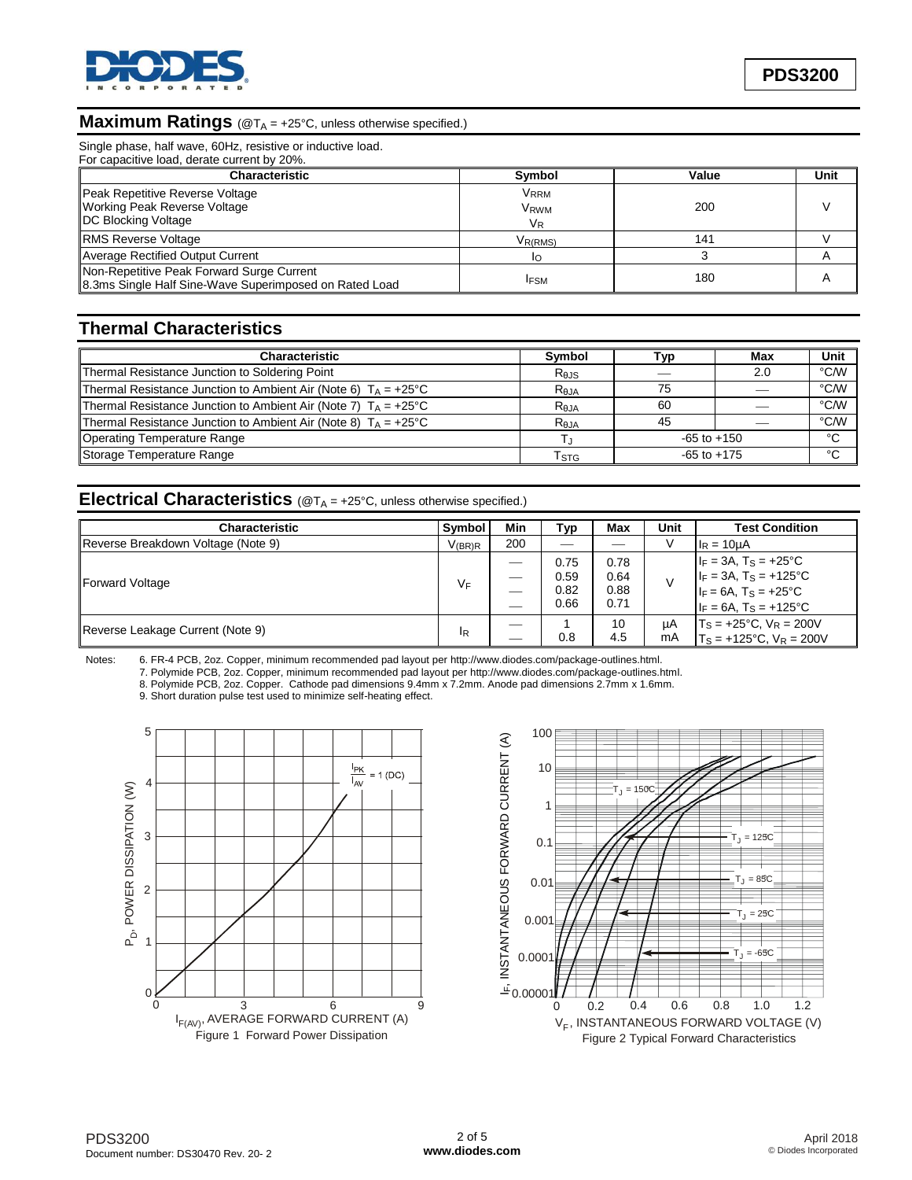## Maximum Ratings (@$T_A$ = +25°C, unless otherwise specified.)

Single phase, half wave, 60Hz, resistive or inductive load.
For capacitive load, derate current by 20%.

| Characteristic | Symbol | Value | Unit |
|---|---|---|---|
| Peak Repetitive Reverse Voltage<br>Working Peak Reverse Voltage<br>DC Blocking Voltage | $V_{RRM}$<br>$V_{RWM}$<br>$V_R$ | 200 | V |
| RMS Reverse Voltage | $V_{R(RMS)}$ | 141 | V |
| Average Rectified Output Current | $I_O$ | 3 | A |
| Non-Repetitive Peak Forward Surge Current<br>8.3ms Single Half Sine-Wave Superimposed on Rated Load | $I_{FSM}$ | 180 | A |

## Thermal Characteristics

| Characteristic | Symbol | Typ | Max | Unit |
|---|---|---|---|---|
| Thermal Resistance Junction to Soldering Point | $R_{\theta JS}$ | — | 2.0 | °C/W |
| Thermal Resistance Junction to Ambient Air (Note 6) $T_A$ = +25°C | $R_{\theta JA}$ | 75 | — | °C/W |
| Thermal Resistance Junction to Ambient Air (Note 7) $T_A$ = +25°C | $R_{\theta JA}$ | 60 | — | °C/W |
| Thermal Resistance Junction to Ambient Air (Note 8) $T_A$ = +25°C | $R_{\theta JA}$ | 45 | — | °C/W |
| Operating Temperature Range | $T_J$ | -65 to +150 | | °C |
| Storage Temperature Range | $T_{STG}$ | -65 to +175 | | °C |

## Electrical Characteristics (@$T_A$ = +25°C, unless otherwise specified.)

| Characteristic | Symbol | Min | Typ | Max | Unit | Test Condition |
|---|---|---|---|---|---|---|
| Reverse Breakdown Voltage (Note 9) | $V_{(BR)R}$ | 200 | — | — | V | $I_R$ = 10µA |
| Forward Voltage | $V_F$ | —<br>—<br>—<br>— | 0.75<br>0.59<br>0.82<br>0.66 | 0.78<br>0.64<br>0.88<br>0.71 | V | $I_F$ = 3A, $T_S$ = +25°C<br>$I_F$ = 3A, $T_S$ = +125°C<br>$I_F$ = 6A, $T_S$ = +25°C<br>$I_F$ = 6A, $T_S$ = +125°C |
| Reverse Leakage Current (Note 9) | $I_R$ | —<br>— | 1<br>0.8 | 10<br>4.5 | µA<br>mA | $T_S$ = +25°C, $V_R$ = 200V<br>$T_S$ = +125°C, $V_R$ = 200V |

Notes:
6. FR-4 PCB, 2oz. Copper, minimum recommended pad layout per http://www.diodes.com/package-outlines.html.
7. Polymide PCB, 2oz. Copper, minimum recommended pad layout per http://www.diodes.com/package-outlines.html.
8. Polymide PCB, 2oz. Copper. Cathode pad dimensions 9.4mm x 7.2mm. Anode pad dimensions 2.7mm x 1.6mm.
9. Short duration pulse test used to minimize self-heating effect.

Figure 1 Forward Power Dissipation

Figure 2 Typical Forward Characteristics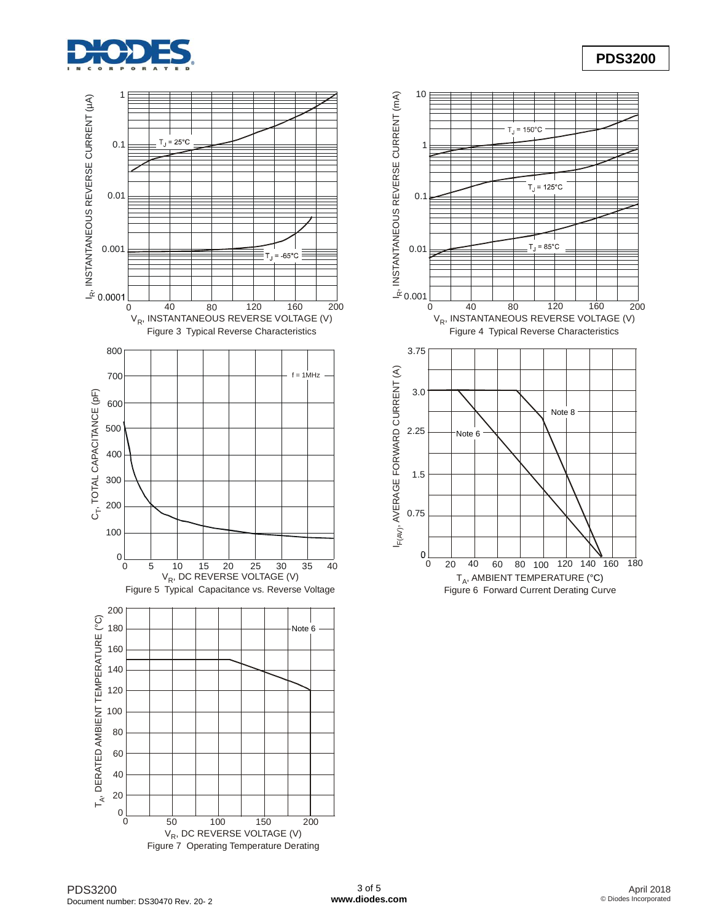Figure 3 Typical Reverse Characteristics

Figure 4 Typical Reverse Characteristics

Figure 5 Typical Capacitance vs. Reverse Voltage

Figure 6 Forward Current Derating Curve

Figure 7 Operating Temperature Derating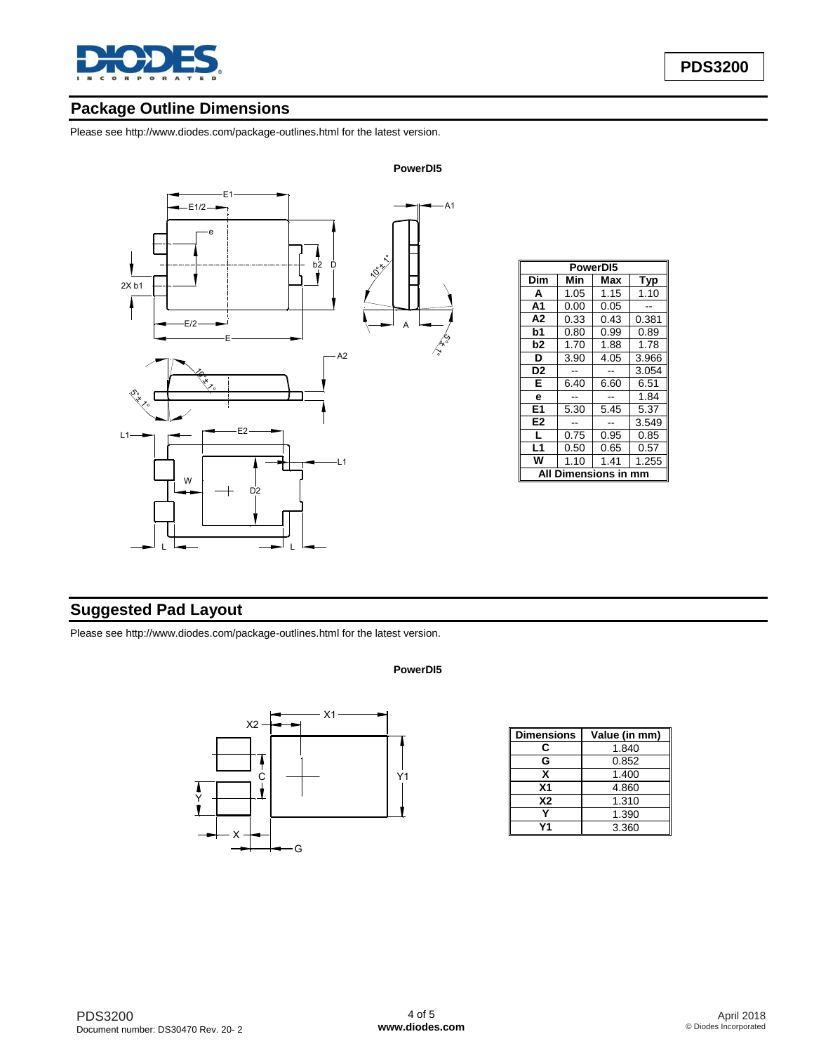## Package Outline Dimensions

Please see http://www.diodes.com/package-outlines.html for the latest version.

**PowerDI5**

| PowerDI5 | | | |
|---|---|---|---|
| **Dim** | **Min** | **Max** | **Typ** |
| **A** | 1.05 | 1.15 | 1.10 |
| **A1** | 0.00 | 0.05 | -- |
| **A2** | 0.33 | 0.43 | 0.381 |
| **b1** | 0.80 | 0.99 | 0.89 |
| **b2** | 1.70 | 1.88 | 1.78 |
| **D** | 3.90 | 4.05 | 3.966 |
| **D2** | -- | -- | 3.054 |
| **E** | 6.40 | 6.60 | 6.51 |
| **e** | -- | -- | 1.84 |
| **E1** | 5.30 | 5.45 | 5.37 |
| **E2** | -- | -- | 3.549 |
| **L** | 0.75 | 0.95 | 0.85 |
| **L1** | 0.50 | 0.65 | 0.57 |
| **W** | 1.10 | 1.41 | 1.255 |
| **All Dimensions in mm** | | | |

## Suggested Pad Layout

Please see http://www.diodes.com/package-outlines.html for the latest version.

**PowerDI5**

| Dimensions | Value (in mm) |
|---|---|
| **C** | 1.840 |
| **G** | 0.852 |
| **X** | 1.400 |
| **X1** | 4.860 |
| **X2** | 1.310 |
| **Y** | 1.390 |
| **Y1** | 3.360 |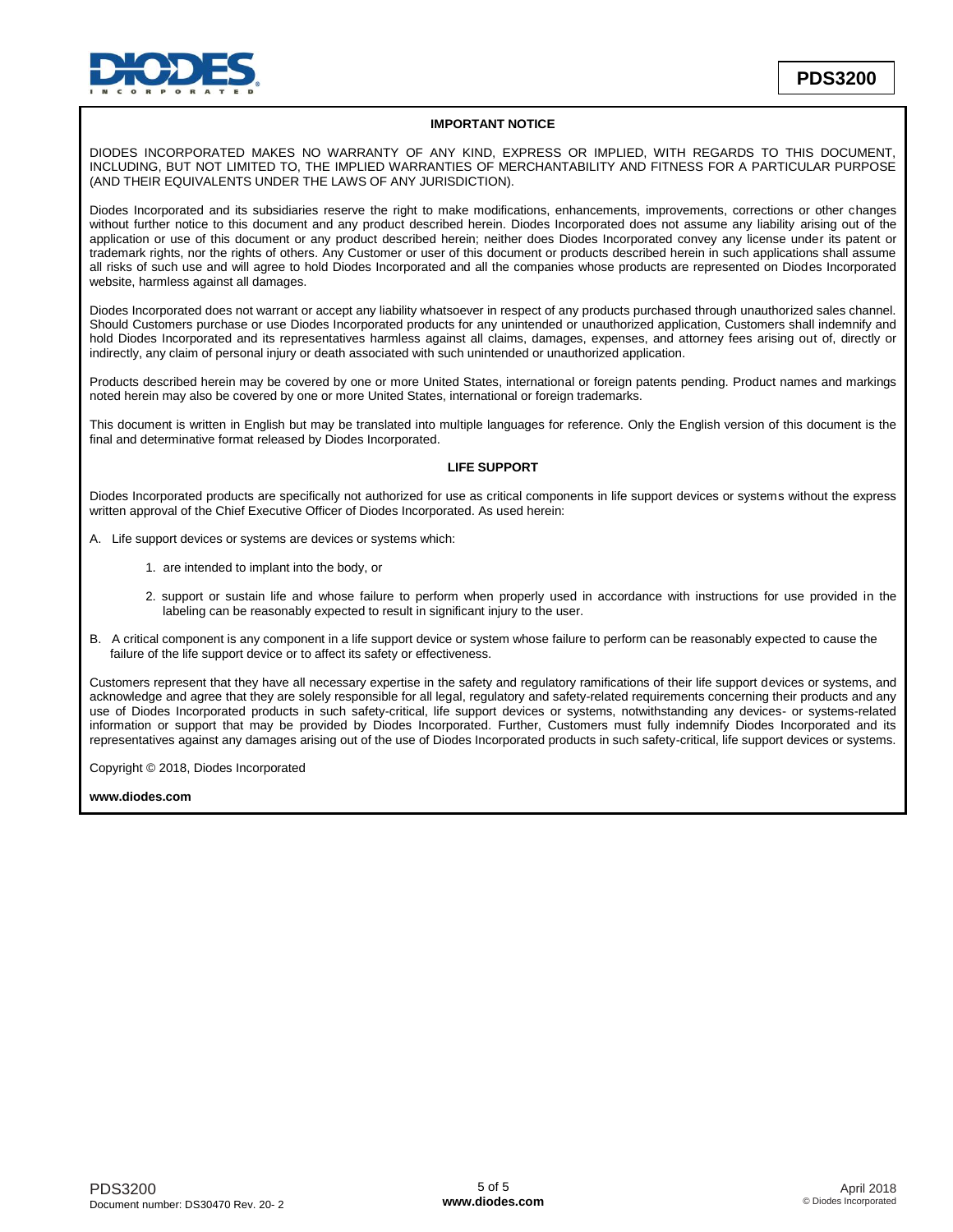## IMPORTANT NOTICE

DIODES INCORPORATED MAKES NO WARRANTY OF ANY KIND, EXPRESS OR IMPLIED, WITH REGARDS TO THIS DOCUMENT, INCLUDING, BUT NOT LIMITED TO, THE IMPLIED WARRANTIES OF MERCHANTABILITY AND FITNESS FOR A PARTICULAR PURPOSE (AND THEIR EQUIVALENTS UNDER THE LAWS OF ANY JURISDICTION).

Diodes Incorporated and its subsidiaries reserve the right to make modifications, enhancements, improvements, corrections or other changes without further notice to this document and any product described herein. Diodes Incorporated does not assume any liability arising out of the application or use of this document or any product described herein; neither does Diodes Incorporated convey any license under its patent or trademark rights, nor the rights of others. Any Customer or user of this document or products described herein in such applications shall assume all risks of such use and will agree to hold Diodes Incorporated and all the companies whose products are represented on Diodes Incorporated website, harmless against all damages.

Diodes Incorporated does not warrant or accept any liability whatsoever in respect of any products purchased through unauthorized sales channel. Should Customers purchase or use Diodes Incorporated products for any unintended or unauthorized application, Customers shall indemnify and hold Diodes Incorporated and its representatives harmless against all claims, damages, expenses, and attorney fees arising out of, directly or indirectly, any claim of personal injury or death associated with such unintended or unauthorized application.

Products described herein may be covered by one or more United States, international or foreign patents pending. Product names and markings noted herein may also be covered by one or more United States, international or foreign trademarks.

This document is written in English but may be translated into multiple languages for reference. Only the English version of this document is the final and determinative format released by Diodes Incorporated.

## LIFE SUPPORT

Diodes Incorporated products are specifically not authorized for use as critical components in life support devices or systems without the express written approval of the Chief Executive Officer of Diodes Incorporated. As used herein:

A. Life support devices or systems are devices or systems which:

1. are intended to implant into the body, or
2. support or sustain life and whose failure to perform when properly used in accordance with instructions for use provided in the labeling can be reasonably expected to result in significant injury to the user.

B. A critical component is any component in a life support device or system whose failure to perform can be reasonably expected to cause the failure of the life support device or to affect its safety or effectiveness.

Customers represent that they have all necessary expertise in the safety and regulatory ramifications of their life support devices or systems, and acknowledge and agree that they are solely responsible for all legal, regulatory and safety-related requirements concerning their products and any use of Diodes Incorporated products in such safety-critical, life support devices or systems, notwithstanding any devices- or systems-related information or support that may be provided by Diodes Incorporated. Further, Customers must fully indemnify Diodes Incorporated and its representatives against any damages arising out of the use of Diodes Incorporated products in such safety-critical, life support devices or systems.

Copyright © 2018, Diodes Incorporated

**www.diodes.com**